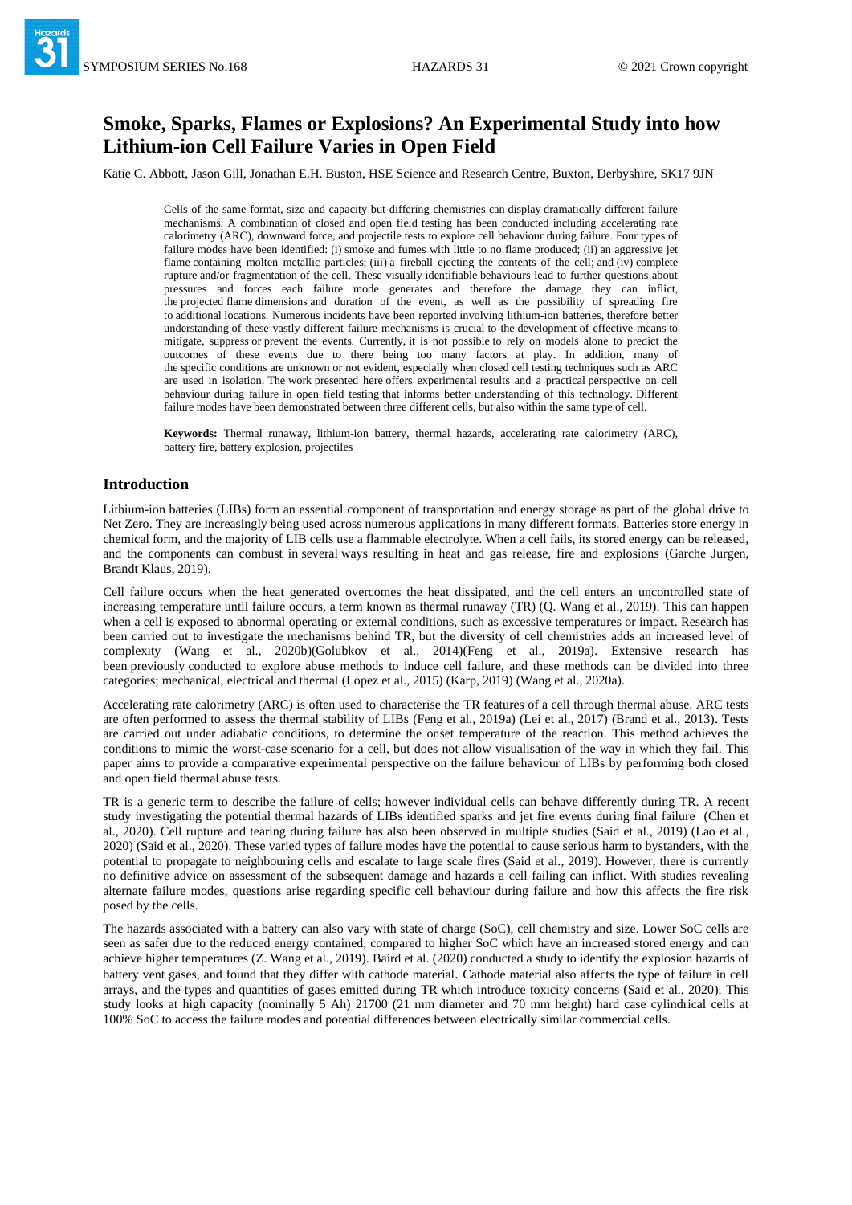# Smoke, Sparks, Flames or Explosions? An Experimental Study into how Lithium-ion Cell Failure Varies in Open Field

Katie C. Abbott, Jason Gill, Jonathan E.H. Buston, HSE Science and Research Centre, Buxton, Derbyshire, SK17 9JN

Cells of the same format, size and capacity but differing chemistries can display dramatically different failure mechanisms. A combination of closed and open field testing has been conducted including accelerating rate calorimetry (ARC), downward force, and projectile tests to explore cell behaviour during failure. Four types of failure modes have been identified: (i) smoke and fumes with little to no flame produced; (ii) an aggressive jet flame containing molten metallic particles; (iii) a fireball ejecting the contents of the cell; and (iv) complete rupture and/or fragmentation of the cell. These visually identifiable behaviours lead to further questions about pressures and forces each failure mode generates and therefore the damage they can inflict, the projected flame dimensions and duration of the event, as well as the possibility of spreading fire to additional locations. Numerous incidents have been reported involving lithium-ion batteries, therefore better understanding of these vastly different failure mechanisms is crucial to the development of effective means to mitigate, suppress or prevent the events. Currently, it is not possible to rely on models alone to predict the outcomes of these events due to there being too many factors at play. In addition, many of the specific conditions are unknown or not evident, especially when closed cell testing techniques such as ARC are used in isolation. The work presented here offers experimental results and a practical perspective on cell behaviour during failure in open field testing that informs better understanding of this technology. Different failure modes have been demonstrated between three different cells, but also within the same type of cell.

**Keywords:** Thermal runaway, lithium-ion battery, thermal hazards, accelerating rate calorimetry (ARC), battery fire, battery explosion, projectiles

## Introduction

Lithium-ion batteries (LIBs) form an essential component of transportation and energy storage as part of the global drive to Net Zero. They are increasingly being used across numerous applications in many different formats. Batteries store energy in chemical form, and the majority of LIB cells use a flammable electrolyte. When a cell fails, its stored energy can be released, and the components can combust in several ways resulting in heat and gas release, fire and explosions (Garche Jurgen, Brandt Klaus, 2019).

Cell failure occurs when the heat generated overcomes the heat dissipated, and the cell enters an uncontrolled state of increasing temperature until failure occurs, a term known as thermal runaway (TR) (Q. Wang et al., 2019). This can happen when a cell is exposed to abnormal operating or external conditions, such as excessive temperatures or impact. Research has been carried out to investigate the mechanisms behind TR, but the diversity of cell chemistries adds an increased level of complexity (Wang et al., 2020b)(Golubkov et al., 2014)(Feng et al., 2019a). Extensive research has been previously conducted to explore abuse methods to induce cell failure, and these methods can be divided into three categories; mechanical, electrical and thermal (Lopez et al., 2015) (Karp, 2019) (Wang et al., 2020a).

Accelerating rate calorimetry (ARC) is often used to characterise the TR features of a cell through thermal abuse. ARC tests are often performed to assess the thermal stability of LIBs (Feng et al., 2019a) (Lei et al., 2017) (Brand et al., 2013). Tests are carried out under adiabatic conditions, to determine the onset temperature of the reaction. This method achieves the conditions to mimic the worst-case scenario for a cell, but does not allow visualisation of the way in which they fail. This paper aims to provide a comparative experimental perspective on the failure behaviour of LIBs by performing both closed and open field thermal abuse tests.

TR is a generic term to describe the failure of cells; however individual cells can behave differently during TR. A recent study investigating the potential thermal hazards of LIBs identified sparks and jet fire events during final failure (Chen et al., 2020). Cell rupture and tearing during failure has also been observed in multiple studies (Said et al., 2019) (Lao et al., 2020) (Said et al., 2020). These varied types of failure modes have the potential to cause serious harm to bystanders, with the potential to propagate to neighbouring cells and escalate to large scale fires (Said et al., 2019). However, there is currently no definitive advice on assessment of the subsequent damage and hazards a cell failing can inflict. With studies revealing alternate failure modes, questions arise regarding specific cell behaviour during failure and how this affects the fire risk posed by the cells.

The hazards associated with a battery can also vary with state of charge (SoC), cell chemistry and size. Lower SoC cells are seen as safer due to the reduced energy contained, compared to higher SoC which have an increased stored energy and can achieve higher temperatures (Z. Wang et al., 2019). Baird et al. (2020) conducted a study to identify the explosion hazards of battery vent gases, and found that they differ with cathode material. Cathode material also affects the type of failure in cell arrays, and the types and quantities of gases emitted during TR which introduce toxicity concerns (Said et al., 2020). This study looks at high capacity (nominally 5 Ah) 21700 (21 mm diameter and 70 mm height) hard case cylindrical cells at 100% SoC to access the failure modes and potential differences between electrically similar commercial cells.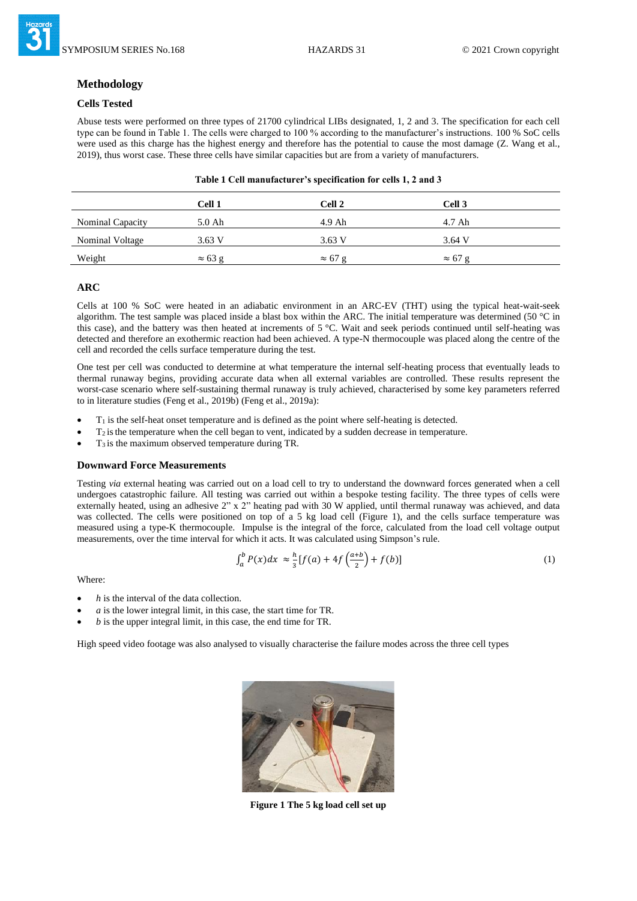## Methodology

### Cells Tested

Abuse tests were performed on three types of 21700 cylindrical LIBs designated, 1, 2 and 3. The specification for each cell type can be found in Table 1. The cells were charged to 100 % according to the manufacturer's instructions. 100 % SoC cells were used as this charge has the highest energy and therefore has the potential to cause the most damage (Z. Wang et al., 2019), thus worst case. These three cells have similar capacities but are from a variety of manufacturers.

**Table 1 Cell manufacturer's specification for cells 1, 2 and 3**

| | Cell 1 | Cell 2 | Cell 3 |
|---|---|---|---|
| Nominal Capacity | 5.0 Ah | 4.9 Ah | 4.7 Ah |
| Nominal Voltage | 3.63 V | 3.63 V | 3.64 V |
| Weight | ≈ 63 g | ≈ 67 g | ≈ 67 g |

### ARC

Cells at 100 % SoC were heated in an adiabatic environment in an ARC-EV (THT) using the typical heat-wait-seek algorithm. The test sample was placed inside a blast box within the ARC. The initial temperature was determined (50 °C in this case), and the battery was then heated at increments of 5 °C. Wait and seek periods continued until self-heating was detected and therefore an exothermic reaction had been achieved. A type-N thermocouple was placed along the centre of the cell and recorded the cells surface temperature during the test.

One test per cell was conducted to determine at what temperature the internal self-heating process that eventually leads to thermal runaway begins, providing accurate data when all external variables are controlled. These results represent the worst-case scenario where self-sustaining thermal runaway is truly achieved, characterised by some key parameters referred to in literature studies (Feng et al., 2019b) (Feng et al., 2019a):

- $T_1$ is the self-heat onset temperature and is defined as the point where self-heating is detected.
- $T_2$ is the temperature when the cell began to vent, indicated by a sudden decrease in temperature.
- $T_3$ is the maximum observed temperature during TR.

### Downward Force Measurements

Testing *via* external heating was carried out on a load cell to try to understand the downward forces generated when a cell undergoes catastrophic failure. All testing was carried out within a bespoke testing facility. The three types of cells were externally heated, using an adhesive 2" x 2" heating pad with 30 W applied, until thermal runaway was achieved, and data was collected. The cells were positioned on top of a 5 kg load cell (Figure 1), and the cells surface temperature was measured using a type-K thermocouple. Impulse is the integral of the force, calculated from the load cell voltage output measurements, over the time interval for which it acts. It was calculated using Simpson's rule.

$$\int_a^b P(x)dx \approx \frac{h}{3}\left[f(a) + 4f\left(\frac{a+b}{2}\right) + f(b)\right] \tag{1}$$

Where:

- $h$ is the interval of the data collection.
- $a$ is the lower integral limit, in this case, the start time for TR.
- $b$ is the upper integral limit, in this case, the end time for TR.

High speed video footage was also analysed to visually characterise the failure modes across the three cell types

**Figure 1 The 5 kg load cell set up**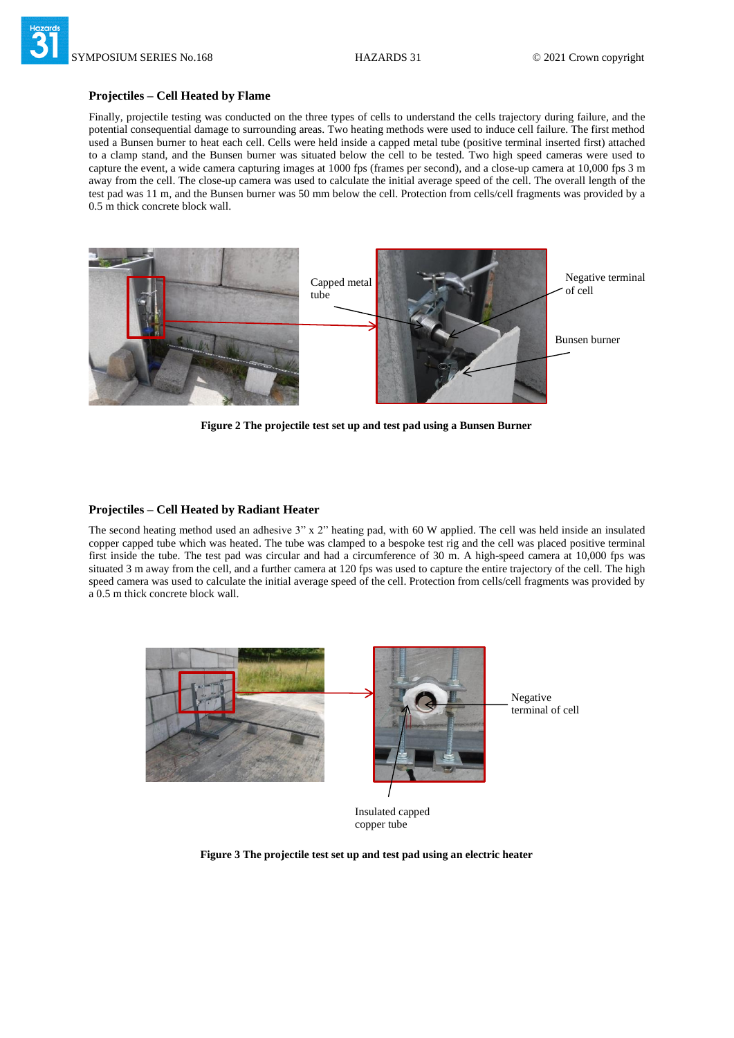### Projectiles – Cell Heated by Flame

Finally, projectile testing was conducted on the three types of cells to understand the cells trajectory during failure, and the potential consequential damage to surrounding areas. Two heating methods were used to induce cell failure. The first method used a Bunsen burner to heat each cell. Cells were held inside a capped metal tube (positive terminal inserted first) attached to a clamp stand, and the Bunsen burner was situated below the cell to be tested. Two high speed cameras were used to capture the event, a wide camera capturing images at 1000 fps (frames per second), and a close-up camera at 10,000 fps 3 m away from the cell. The close-up camera was used to calculate the initial average speed of the cell. The overall length of the test pad was 11 m, and the Bunsen burner was 50 mm below the cell. Protection from cells/cell fragments was provided by a 0.5 m thick concrete block wall.

Capped metal tube

Negative terminal of cell

Bunsen burner

**Figure 2 The projectile test set up and test pad using a Bunsen Burner**

### Projectiles – Cell Heated by Radiant Heater

The second heating method used an adhesive 3" x 2" heating pad, with 60 W applied. The cell was held inside an insulated copper capped tube which was heated. The tube was clamped to a bespoke test rig and the cell was placed positive terminal first inside the tube. The test pad was circular and had a circumference of 30 m. A high-speed camera at 10,000 fps was situated 3 m away from the cell, and a further camera at 120 fps was used to capture the entire trajectory of the cell. The high speed camera was used to calculate the initial average speed of the cell. Protection from cells/cell fragments was provided by a 0.5 m thick concrete block wall.

Negative terminal of cell

Insulated capped copper tube

**Figure 3 The projectile test set up and test pad using an electric heater**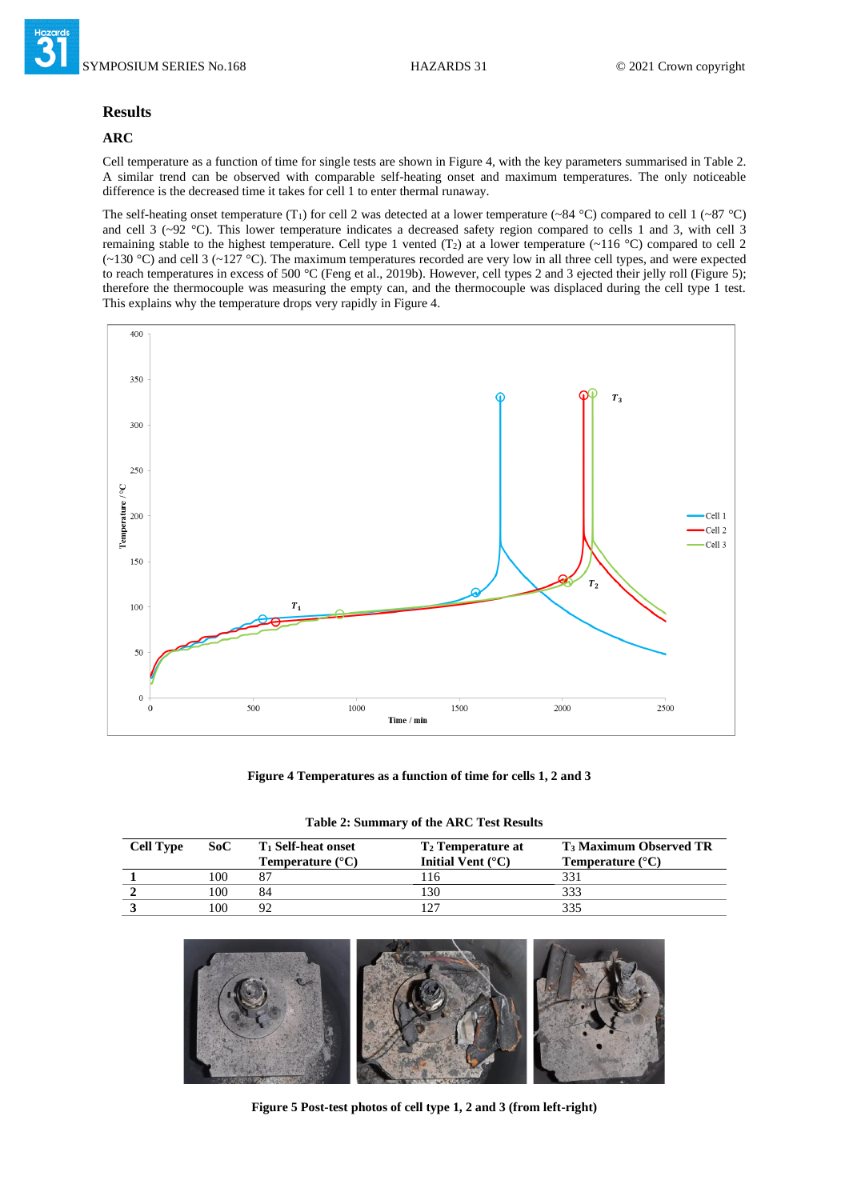## Results

### ARC

Cell temperature as a function of time for single tests are shown in Figure 4, with the key parameters summarised in Table 2. A similar trend can be observed with comparable self-heating onset and maximum temperatures. The only noticeable difference is the decreased time it takes for cell 1 to enter thermal runaway.

The self-heating onset temperature ($T_1$) for cell 2 was detected at a lower temperature (~84 °C) compared to cell 1 (~87 °C) and cell 3 (~92 °C). This lower temperature indicates a decreased safety region compared to cells 1 and 3, with cell 3 remaining stable to the highest temperature. Cell type 1 vented ($T_2$) at a lower temperature (~116 °C) compared to cell 2 (~130 °C) and cell 3 (~127 °C). The maximum temperatures recorded are very low in all three cell types, and were expected to reach temperatures in excess of 500 °C (Feng et al., 2019b). However, cell types 2 and 3 ejected their jelly roll (Figure 5); therefore the thermocouple was measuring the empty can, and the thermocouple was displaced during the cell type 1 test. This explains why the temperature drops very rapidly in Figure 4.

**Figure 4 Temperatures as a function of time for cells 1, 2 and 3**

**Table 2: Summary of the ARC Test Results**

| Cell Type | SoC | $T_1$ Self-heat onset Temperature (°C) | $T_2$ Temperature at Initial Vent (°C) | $T_3$ Maximum Observed TR Temperature (°C) |
|---|---|---|---|---|
| **1** | 100 | 87 | 116 | 331 |
| **2** | 100 | 84 | 130 | 333 |
| **3** | 100 | 92 | 127 | 335 |

**Figure 5 Post-test photos of cell type 1, 2 and 3 (from left-right)**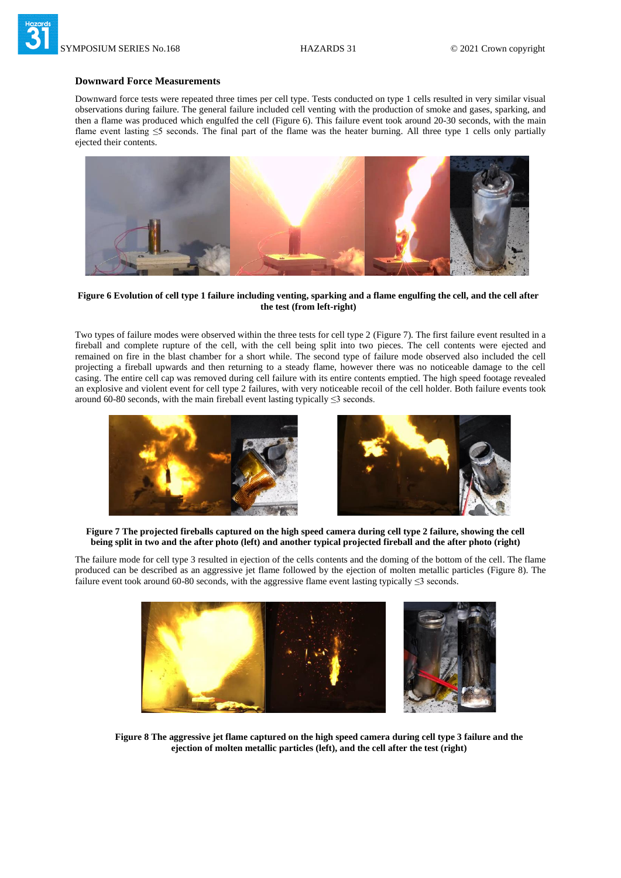### Downward Force Measurements

Downward force tests were repeated three times per cell type. Tests conducted on type 1 cells resulted in very similar visual observations during failure. The general failure included cell venting with the production of smoke and gases, sparking, and then a flame was produced which engulfed the cell (Figure 6). This failure event took around 20-30 seconds, with the main flame event lasting ≤5 seconds. The final part of the flame was the heater burning. All three type 1 cells only partially ejected their contents.

**Figure 6 Evolution of cell type 1 failure including venting, sparking and a flame engulfing the cell, and the cell after the test (from left-right)**

Two types of failure modes were observed within the three tests for cell type 2 (Figure 7). The first failure event resulted in a fireball and complete rupture of the cell, with the cell being split into two pieces. The cell contents were ejected and remained on fire in the blast chamber for a short while. The second type of failure mode observed also included the cell projecting a fireball upwards and then returning to a steady flame, however there was no noticeable damage to the cell casing. The entire cell cap was removed during cell failure with its entire contents emptied. The high speed footage revealed an explosive and violent event for cell type 2 failures, with very noticeable recoil of the cell holder. Both failure events took around 60-80 seconds, with the main fireball event lasting typically ≤3 seconds.

**Figure 7 The projected fireballs captured on the high speed camera during cell type 2 failure, showing the cell being split in two and the after photo (left) and another typical projected fireball and the after photo (right)**

The failure mode for cell type 3 resulted in ejection of the cells contents and the doming of the bottom of the cell. The flame produced can be described as an aggressive jet flame followed by the ejection of molten metallic particles (Figure 8). The failure event took around 60-80 seconds, with the aggressive flame event lasting typically ≤3 seconds.

**Figure 8 The aggressive jet flame captured on the high speed camera during cell type 3 failure and the ejection of molten metallic particles (left), and the cell after the test (right)**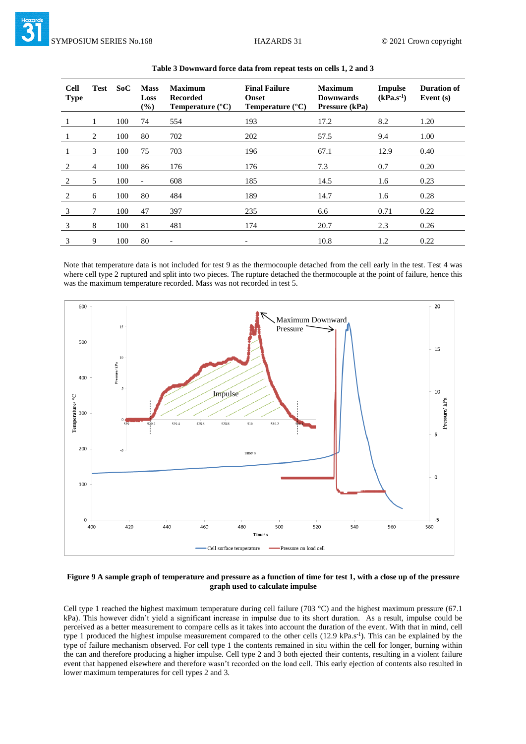**Table 3 Downward force data from repeat tests on cells 1, 2 and 3**

| Cell Type | Test | SoC | Mass Loss (%) | Maximum Recorded Temperature (°C) | Final Failure Onset Temperature (°C) | Maximum Downwards Pressure (kPa) | Impulse ($kPa.s^{-1}$) | Duration of Event (s) |
|---|---|---|---|---|---|---|---|---|
| 1 | 1 | 100 | 74 | 554 | 193 | 17.2 | 8.2 | 1.20 |
| 1 | 2 | 100 | 80 | 702 | 202 | 57.5 | 9.4 | 1.00 |
| 1 | 3 | 100 | 75 | 703 | 196 | 67.1 | 12.9 | 0.40 |
| 2 | 4 | 100 | 86 | 176 | 176 | 7.3 | 0.7 | 0.20 |
| 2 | 5 | 100 | - | 608 | 185 | 14.5 | 1.6 | 0.23 |
| 2 | 6 | 100 | 80 | 484 | 189 | 14.7 | 1.6 | 0.28 |
| 3 | 7 | 100 | 47 | 397 | 235 | 6.6 | 0.71 | 0.22 |
| 3 | 8 | 100 | 81 | 481 | 174 | 20.7 | 2.3 | 0.26 |
| 3 | 9 | 100 | 80 | - | - | 10.8 | 1.2 | 0.22 |

Note that temperature data is not included for test 9 as the thermocouple detached from the cell early in the test. Test 4 was where cell type 2 ruptured and split into two pieces. The rupture detached the thermocouple at the point of failure, hence this was the maximum temperature recorded. Mass was not recorded in test 5.

**Figure 9 A sample graph of temperature and pressure as a function of time for test 1, with a close up of the pressure graph used to calculate impulse**

Cell type 1 reached the highest maximum temperature during cell failure (703 °C) and the highest maximum pressure (67.1 kPa). This however didn't yield a significant increase in impulse due to its short duration. As a result, impulse could be perceived as a better measurement to compare cells as it takes into account the duration of the event. With that in mind, cell type 1 produced the highest impulse measurement compared to the other cells (12.9 $kPa.s^{-1}$). This can be explained by the type of failure mechanism observed. For cell type 1 the contents remained in situ within the cell for longer, burning within the can and therefore producing a higher impulse. Cell type 2 and 3 both ejected their contents, resulting in a violent failure event that happened elsewhere and therefore wasn't recorded on the load cell. This early ejection of contents also resulted in lower maximum temperatures for cell types 2 and 3.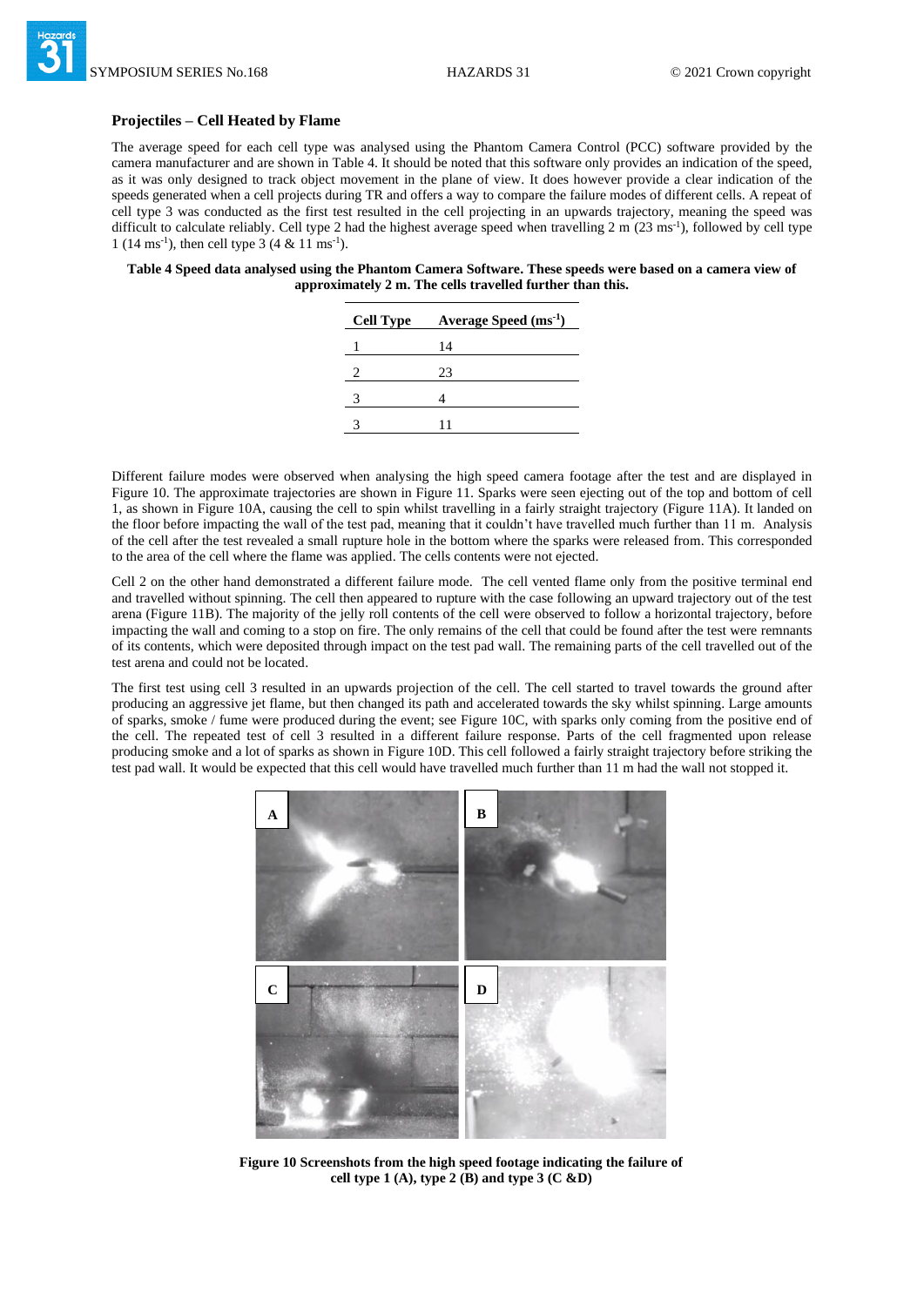## Projectiles – Cell Heated by Flame

The average speed for each cell type was analysed using the Phantom Camera Control (PCC) software provided by the camera manufacturer and are shown in Table 4. It should be noted that this software only provides an indication of the speed, as it was only designed to track object movement in the plane of view. It does however provide a clear indication of the speeds generated when a cell projects during TR and offers a way to compare the failure modes of different cells. A repeat of cell type 3 was conducted as the first test resulted in the cell projecting in an upwards trajectory, meaning the speed was difficult to calculate reliably. Cell type 2 had the highest average speed when travelling 2 m (23 ms$^{-1}$), followed by cell type 1 (14 ms$^{-1}$), then cell type 3 (4 & 11 ms$^{-1}$).

**Table 4 Speed data analysed using the Phantom Camera Software. These speeds were based on a camera view of approximately 2 m. The cells travelled further than this.**

| Cell Type | Average Speed (ms$^{-1}$) |
| --- | --- |
| 1 | 14 |
| 2 | 23 |
| 3 | 4 |
| 3 | 11 |

Different failure modes were observed when analysing the high speed camera footage after the test and are displayed in Figure 10. The approximate trajectories are shown in Figure 11. Sparks were seen ejecting out of the top and bottom of cell 1, as shown in Figure 10A, causing the cell to spin whilst travelling in a fairly straight trajectory (Figure 11A). It landed on the floor before impacting the wall of the test pad, meaning that it couldn't have travelled much further than 11 m. Analysis of the cell after the test revealed a small rupture hole in the bottom where the sparks were released from. This corresponded to the area of the cell where the flame was applied. The cells contents were not ejected.

Cell 2 on the other hand demonstrated a different failure mode. The cell vented flame only from the positive terminal end and travelled without spinning. The cell then appeared to rupture with the case following an upward trajectory out of the test arena (Figure 11B). The majority of the jelly roll contents of the cell were observed to follow a horizontal trajectory, before impacting the wall and coming to a stop on fire. The only remains of the cell that could be found after the test were remnants of its contents, which were deposited through impact on the test pad wall. The remaining parts of the cell travelled out of the test arena and could not be located.

The first test using cell 3 resulted in an upwards projection of the cell. The cell started to travel towards the ground after producing an aggressive jet flame, but then changed its path and accelerated towards the sky whilst spinning. Large amounts of sparks, smoke / fume were produced during the event; see Figure 10C, with sparks only coming from the positive end of the cell. The repeated test of cell 3 resulted in a different failure response. Parts of the cell fragmented upon release producing smoke and a lot of sparks as shown in Figure 10D. This cell followed a fairly straight trajectory before striking the test pad wall. It would be expected that this cell would have travelled much further than 11 m had the wall not stopped it.

**Figure 10 Screenshots from the high speed footage indicating the failure of cell type 1 (A), type 2 (B) and type 3 (C &D)**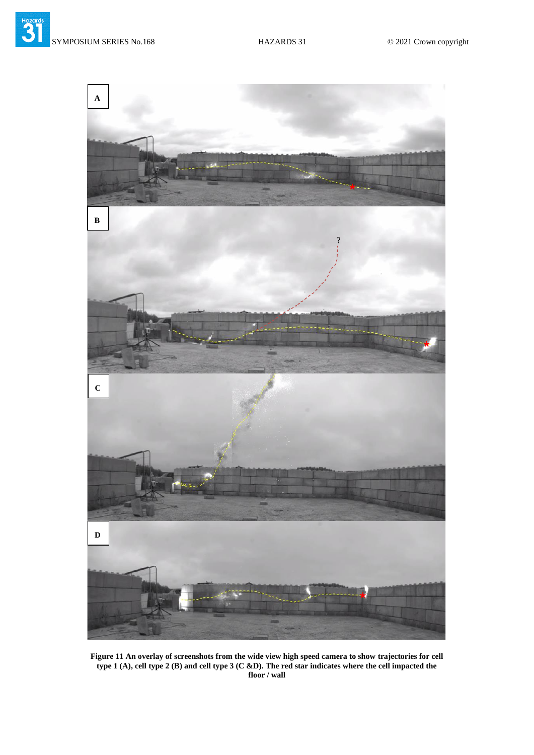**Figure 11 An overlay of screenshots from the wide view high speed camera to show trajectories for cell type 1 (A), cell type 2 (B) and cell type 3 (C &D). The red star indicates where the cell impacted the floor / wall**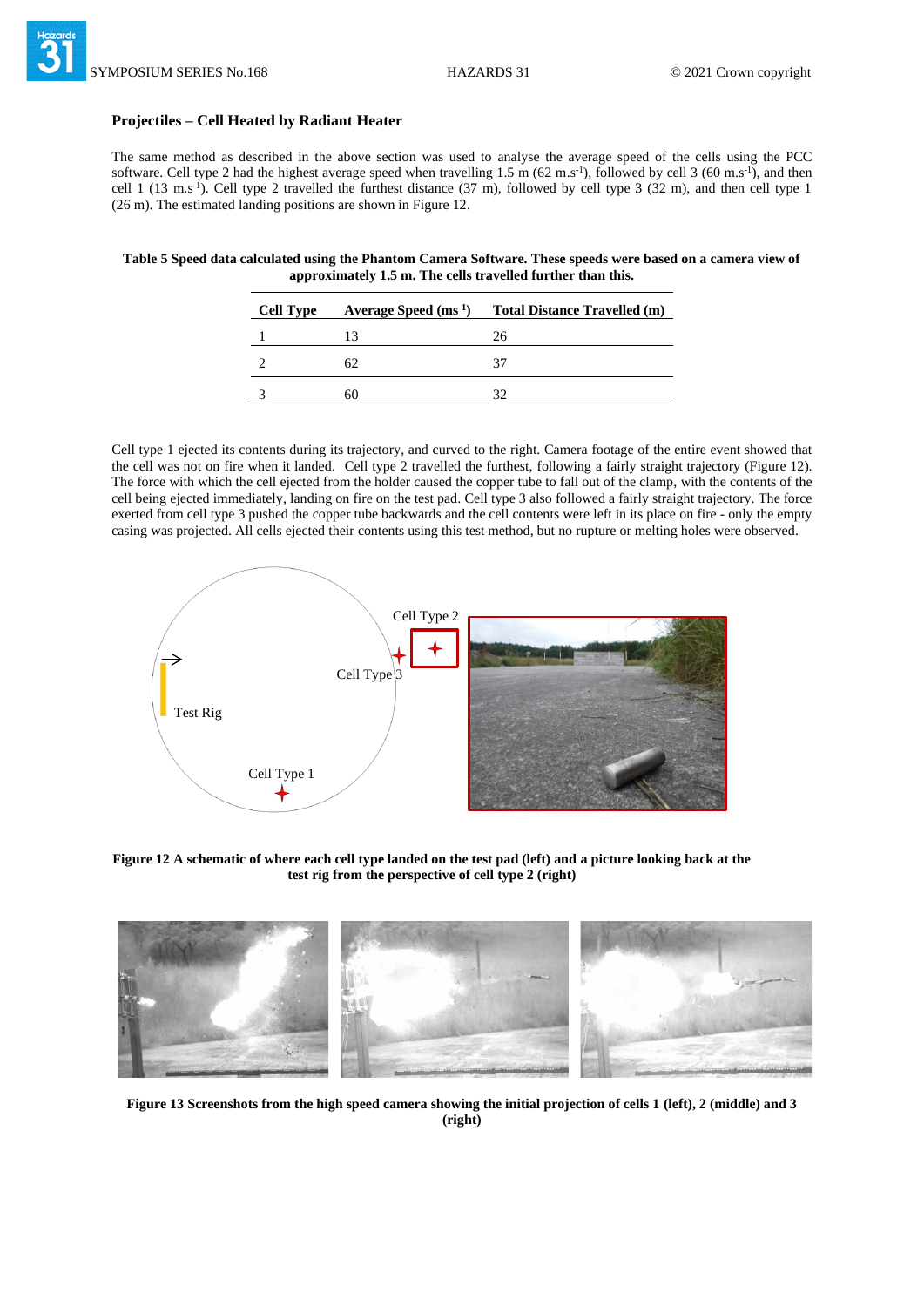### Projectiles – Cell Heated by Radiant Heater

The same method as described in the above section was used to analyse the average speed of the cells using the PCC software. Cell type 2 had the highest average speed when travelling 1.5 m (62 m.s$^{-1}$), followed by cell 3 (60 m.s$^{-1}$), and then cell 1 (13 m.s$^{-1}$). Cell type 2 travelled the furthest distance (37 m), followed by cell type 3 (32 m), and then cell type 1 (26 m). The estimated landing positions are shown in Figure 12.

**Table 5 Speed data calculated using the Phantom Camera Software. These speeds were based on a camera view of approximately 1.5 m. The cells travelled further than this.**

| Cell Type | Average Speed (ms$^{-1}$) | Total Distance Travelled (m) |
|---|---|---|
| 1 | 13 | 26 |
| 2 | 62 | 37 |
| 3 | 60 | 32 |

Cell type 1 ejected its contents during its trajectory, and curved to the right. Camera footage of the entire event showed that the cell was not on fire when it landed. Cell type 2 travelled the furthest, following a fairly straight trajectory (Figure 12). The force with which the cell ejected from the holder caused the copper tube to fall out of the clamp, with the contents of the cell being ejected immediately, landing on fire on the test pad. Cell type 3 also followed a fairly straight trajectory. The force exerted from cell type 3 pushed the copper tube backwards and the cell contents were left in its place on fire - only the empty casing was projected. All cells ejected their contents using this test method, but no rupture or melting holes were observed.

**Figure 12 A schematic of where each cell type landed on the test pad (left) and a picture looking back at the test rig from the perspective of cell type 2 (right)**

**Figure 13 Screenshots from the high speed camera showing the initial projection of cells 1 (left), 2 (middle) and 3 (right)**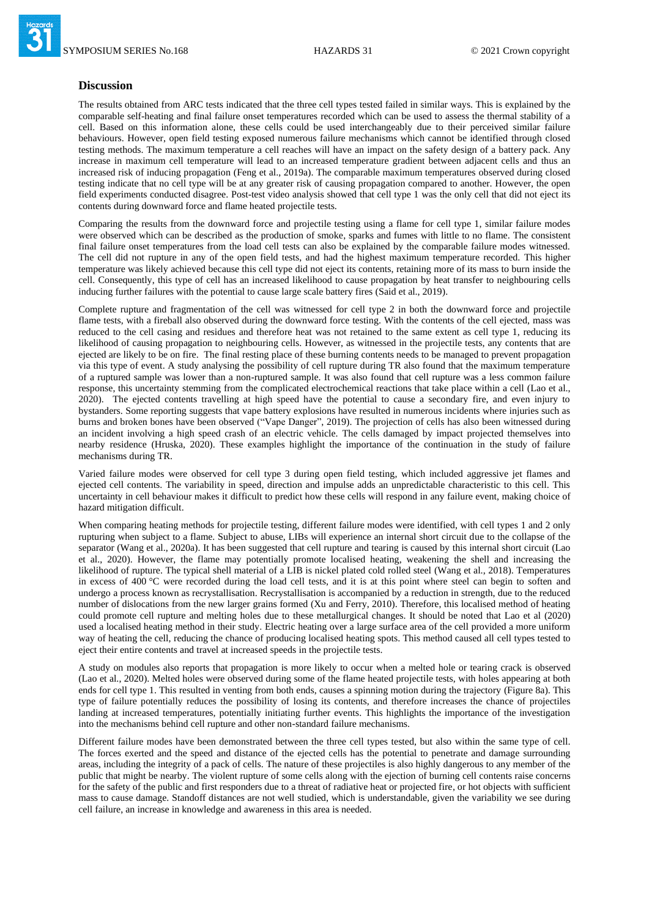## Discussion

The results obtained from ARC tests indicated that the three cell types tested failed in similar ways. This is explained by the comparable self-heating and final failure onset temperatures recorded which can be used to assess the thermal stability of a cell. Based on this information alone, these cells could be used interchangeably due to their perceived similar failure behaviours. However, open field testing exposed numerous failure mechanisms which cannot be identified through closed testing methods. The maximum temperature a cell reaches will have an impact on the safety design of a battery pack. Any increase in maximum cell temperature will lead to an increased temperature gradient between adjacent cells and thus an increased risk of inducing propagation (Feng et al., 2019a). The comparable maximum temperatures observed during closed testing indicate that no cell type will be at any greater risk of causing propagation compared to another. However, the open field experiments conducted disagree. Post-test video analysis showed that cell type 1 was the only cell that did not eject its contents during downward force and flame heated projectile tests.

Comparing the results from the downward force and projectile testing using a flame for cell type 1, similar failure modes were observed which can be described as the production of smoke, sparks and fumes with little to no flame. The consistent final failure onset temperatures from the load cell tests can also be explained by the comparable failure modes witnessed. The cell did not rupture in any of the open field tests, and had the highest maximum temperature recorded. This higher temperature was likely achieved because this cell type did not eject its contents, retaining more of its mass to burn inside the cell. Consequently, this type of cell has an increased likelihood to cause propagation by heat transfer to neighbouring cells inducing further failures with the potential to cause large scale battery fires (Said et al., 2019).

Complete rupture and fragmentation of the cell was witnessed for cell type 2 in both the downward force and projectile flame tests, with a fireball also observed during the downward force testing. With the contents of the cell ejected, mass was reduced to the cell casing and residues and therefore heat was not retained to the same extent as cell type 1, reducing its likelihood of causing propagation to neighbouring cells. However, as witnessed in the projectile tests, any contents that are ejected are likely to be on fire. The final resting place of these burning contents needs to be managed to prevent propagation via this type of event. A study analysing the possibility of cell rupture during TR also found that the maximum temperature of a ruptured sample was lower than a non-ruptured sample. It was also found that cell rupture was a less common failure response, this uncertainty stemming from the complicated electrochemical reactions that take place within a cell (Lao et al., 2020). The ejected contents travelling at high speed have the potential to cause a secondary fire, and even injury to bystanders. Some reporting suggests that vape battery explosions have resulted in numerous incidents where injuries such as burns and broken bones have been observed ("Vape Danger", 2019). The projection of cells has also been witnessed during an incident involving a high speed crash of an electric vehicle. The cells damaged by impact projected themselves into nearby residence (Hruska, 2020). These examples highlight the importance of the continuation in the study of failure mechanisms during TR.

Varied failure modes were observed for cell type 3 during open field testing, which included aggressive jet flames and ejected cell contents. The variability in speed, direction and impulse adds an unpredictable characteristic to this cell. This uncertainty in cell behaviour makes it difficult to predict how these cells will respond in any failure event, making choice of hazard mitigation difficult.

When comparing heating methods for projectile testing, different failure modes were identified, with cell types 1 and 2 only rupturing when subject to a flame. Subject to abuse, LIBs will experience an internal short circuit due to the collapse of the separator (Wang et al., 2020a). It has been suggested that cell rupture and tearing is caused by this internal short circuit (Lao et al., 2020). However, the flame may potentially promote localised heating, weakening the shell and increasing the likelihood of rupture. The typical shell material of a LIB is nickel plated cold rolled steel (Wang et al., 2018). Temperatures in excess of 400 °C were recorded during the load cell tests, and it is at this point where steel can begin to soften and undergo a process known as recrystallisation. Recrystallisation is accompanied by a reduction in strength, due to the reduced number of dislocations from the new larger grains formed (Xu and Ferry, 2010). Therefore, this localised method of heating could promote cell rupture and melting holes due to these metallurgical changes. It should be noted that Lao et al (2020) used a localised heating method in their study. Electric heating over a large surface area of the cell provided a more uniform way of heating the cell, reducing the chance of producing localised heating spots. This method caused all cell types tested to eject their entire contents and travel at increased speeds in the projectile tests.

A study on modules also reports that propagation is more likely to occur when a melted hole or tearing crack is observed (Lao et al., 2020). Melted holes were observed during some of the flame heated projectile tests, with holes appearing at both ends for cell type 1. This resulted in venting from both ends, causes a spinning motion during the trajectory (Figure 8a). This type of failure potentially reduces the possibility of losing its contents, and therefore increases the chance of projectiles landing at increased temperatures, potentially initiating further events. This highlights the importance of the investigation into the mechanisms behind cell rupture and other non-standard failure mechanisms.

Different failure modes have been demonstrated between the three cell types tested, but also within the same type of cell. The forces exerted and the speed and distance of the ejected cells has the potential to penetrate and damage surrounding areas, including the integrity of a pack of cells. The nature of these projectiles is also highly dangerous to any member of the public that might be nearby. The violent rupture of some cells along with the ejection of burning cell contents raise concerns for the safety of the public and first responders due to a threat of radiative heat or projected fire, or hot objects with sufficient mass to cause damage. Standoff distances are not well studied, which is understandable, given the variability we see during cell failure, an increase in knowledge and awareness in this area is needed.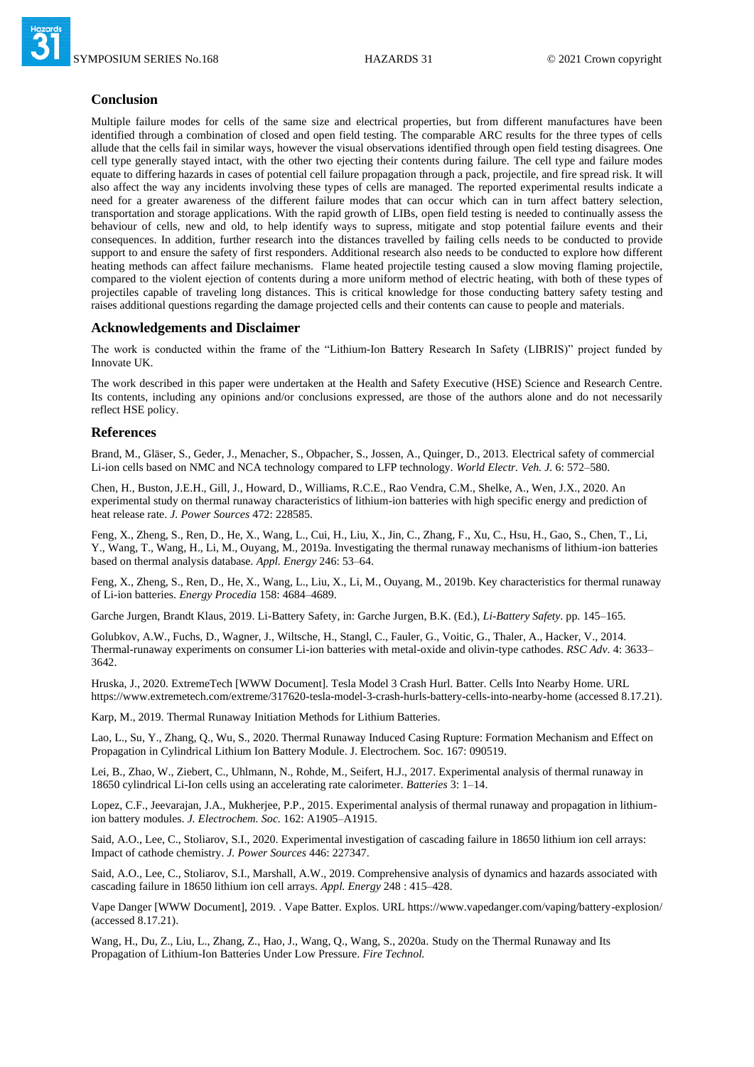## Conclusion

Multiple failure modes for cells of the same size and electrical properties, but from different manufactures have been identified through a combination of closed and open field testing. The comparable ARC results for the three types of cells allude that the cells fail in similar ways, however the visual observations identified through open field testing disagrees. One cell type generally stayed intact, with the other two ejecting their contents during failure. The cell type and failure modes equate to differing hazards in cases of potential cell failure propagation through a pack, projectile, and fire spread risk. It will also affect the way any incidents involving these types of cells are managed. The reported experimental results indicate a need for a greater awareness of the different failure modes that can occur which can in turn affect battery selection, transportation and storage applications. With the rapid growth of LIBs, open field testing is needed to continually assess the behaviour of cells, new and old, to help identify ways to supress, mitigate and stop potential failure events and their consequences. In addition, further research into the distances travelled by failing cells needs to be conducted to provide support to and ensure the safety of first responders. Additional research also needs to be conducted to explore how different heating methods can affect failure mechanisms. Flame heated projectile testing caused a slow moving flaming projectile, compared to the violent ejection of contents during a more uniform method of electric heating, with both of these types of projectiles capable of traveling long distances. This is critical knowledge for those conducting battery safety testing and raises additional questions regarding the damage projected cells and their contents can cause to people and materials.

## Acknowledgements and Disclaimer

The work is conducted within the frame of the "Lithium-Ion Battery Research In Safety (LIBRIS)" project funded by Innovate UK.

The work described in this paper were undertaken at the Health and Safety Executive (HSE) Science and Research Centre. Its contents, including any opinions and/or conclusions expressed, are those of the authors alone and do not necessarily reflect HSE policy.

## References

Brand, M., Gläser, S., Geder, J., Menacher, S., Obpacher, S., Jossen, A., Quinger, D., 2013. Electrical safety of commercial Li-ion cells based on NMC and NCA technology compared to LFP technology. *World Electr. Veh. J.* 6: 572–580.

Chen, H., Buston, J.E.H., Gill, J., Howard, D., Williams, R.C.E., Rao Vendra, C.M., Shelke, A., Wen, J.X., 2020. An experimental study on thermal runaway characteristics of lithium-ion batteries with high specific energy and prediction of heat release rate. *J. Power Sources* 472: 228585.

Feng, X., Zheng, S., Ren, D., He, X., Wang, L., Cui, H., Liu, X., Jin, C., Zhang, F., Xu, C., Hsu, H., Gao, S., Chen, T., Li, Y., Wang, T., Wang, H., Li, M., Ouyang, M., 2019a. Investigating the thermal runaway mechanisms of lithium-ion batteries based on thermal analysis database. *Appl. Energy* 246: 53–64.

Feng, X., Zheng, S., Ren, D., He, X., Wang, L., Liu, X., Li, M., Ouyang, M., 2019b. Key characteristics for thermal runaway of Li-ion batteries. *Energy Procedia* 158: 4684–4689.

Garche Jurgen, Brandt Klaus, 2019. Li-Battery Safety, in: Garche Jurgen, B.K. (Ed.), *Li-Battery Safety*. pp. 145–165.

Golubkov, A.W., Fuchs, D., Wagner, J., Wiltsche, H., Stangl, C., Fauler, G., Voitic, G., Thaler, A., Hacker, V., 2014. Thermal-runaway experiments on consumer Li-ion batteries with metal-oxide and olivin-type cathodes. *RSC Adv.* 4: 3633–3642.

Hruska, J., 2020. ExtremeTech [WWW Document]. Tesla Model 3 Crash Hurl. Batter. Cells Into Nearby Home. URL https://www.extremetech.com/extreme/317620-tesla-model-3-crash-hurls-battery-cells-into-nearby-home (accessed 8.17.21).

Karp, M., 2019. Thermal Runaway Initiation Methods for Lithium Batteries.

Lao, L., Su, Y., Zhang, Q., Wu, S., 2020. Thermal Runaway Induced Casing Rupture: Formation Mechanism and Effect on Propagation in Cylindrical Lithium Ion Battery Module. J. Electrochem. Soc. 167: 090519.

Lei, B., Zhao, W., Ziebert, C., Uhlmann, N., Rohde, M., Seifert, H.J., 2017. Experimental analysis of thermal runaway in 18650 cylindrical Li-Ion cells using an accelerating rate calorimeter. *Batteries* 3: 1–14.

Lopez, C.F., Jeevarajan, J.A., Mukherjee, P.P., 2015. Experimental analysis of thermal runaway and propagation in lithium-ion battery modules. *J. Electrochem. Soc.* 162: A1905–A1915.

Said, A.O., Lee, C., Stoliarov, S.I., 2020. Experimental investigation of cascading failure in 18650 lithium ion cell arrays: Impact of cathode chemistry. *J. Power Sources* 446: 227347.

Said, A.O., Lee, C., Stoliarov, S.I., Marshall, A.W., 2019. Comprehensive analysis of dynamics and hazards associated with cascading failure in 18650 lithium ion cell arrays. *Appl. Energy* 248 : 415–428.

Vape Danger [WWW Document], 2019. . Vape Batter. Explos. URL https://www.vapedanger.com/vaping/battery-explosion/ (accessed 8.17.21).

Wang, H., Du, Z., Liu, L., Zhang, Z., Hao, J., Wang, Q., Wang, S., 2020a. Study on the Thermal Runaway and Its Propagation of Lithium-Ion Batteries Under Low Pressure. *Fire Technol.*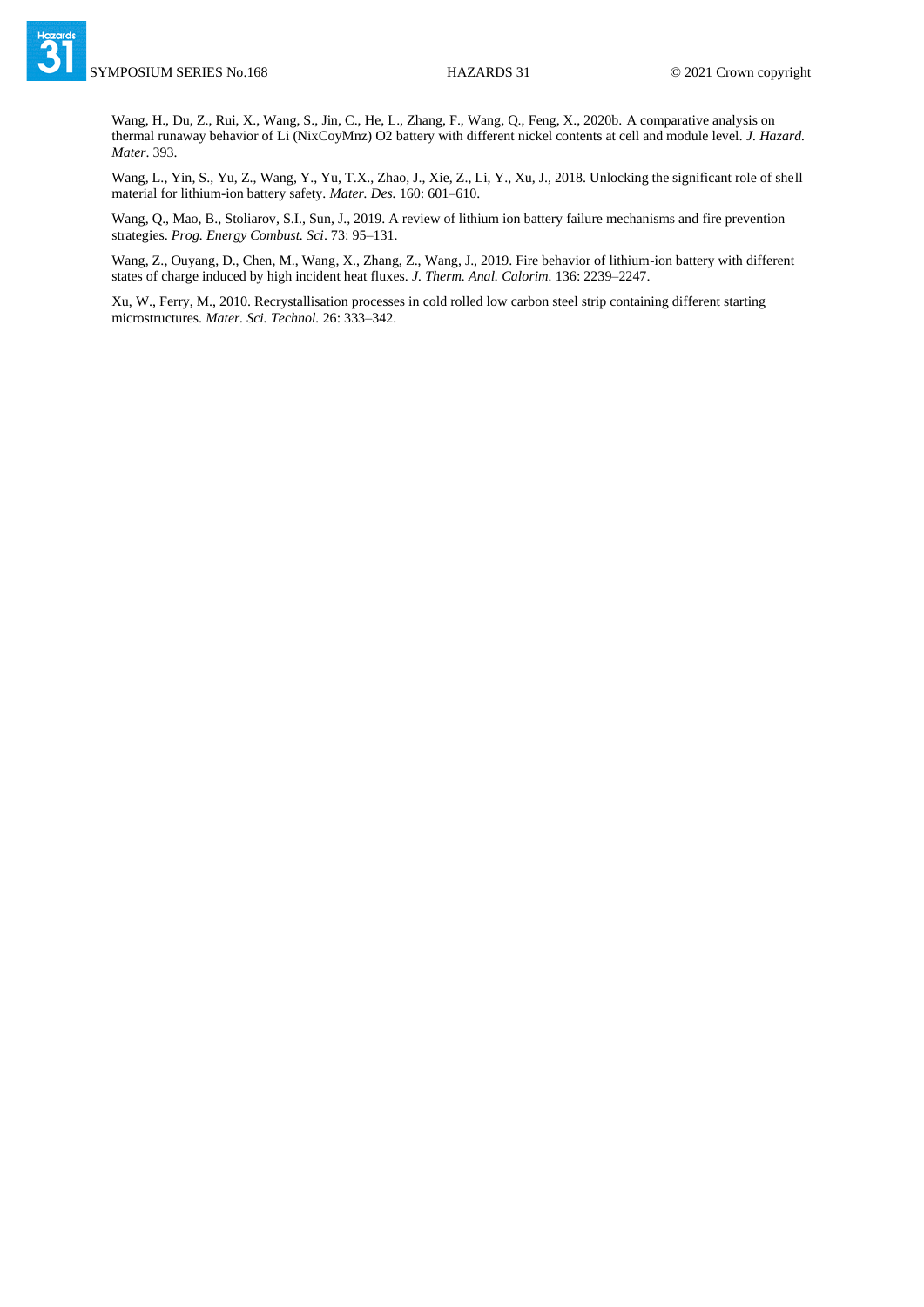Wang, H., Du, Z., Rui, X., Wang, S., Jin, C., He, L., Zhang, F., Wang, Q., Feng, X., 2020b. A comparative analysis on thermal runaway behavior of Li (NixCoyMnz) O2 battery with different nickel contents at cell and module level. *J. Hazard. Mater*. 393.

Wang, L., Yin, S., Yu, Z., Wang, Y., Yu, T.X., Zhao, J., Xie, Z., Li, Y., Xu, J., 2018. Unlocking the significant role of shell material for lithium-ion battery safety. *Mater. Des.* 160: 601–610.

Wang, Q., Mao, B., Stoliarov, S.I., Sun, J., 2019. A review of lithium ion battery failure mechanisms and fire prevention strategies. *Prog. Energy Combust. Sci*. 73: 95–131.

Wang, Z., Ouyang, D., Chen, M., Wang, X., Zhang, Z., Wang, J., 2019. Fire behavior of lithium-ion battery with different states of charge induced by high incident heat fluxes. *J. Therm. Anal. Calorim.* 136: 2239–2247.

Xu, W., Ferry, M., 2010. Recrystallisation processes in cold rolled low carbon steel strip containing different starting microstructures. *Mater. Sci. Technol.* 26: 333–342.